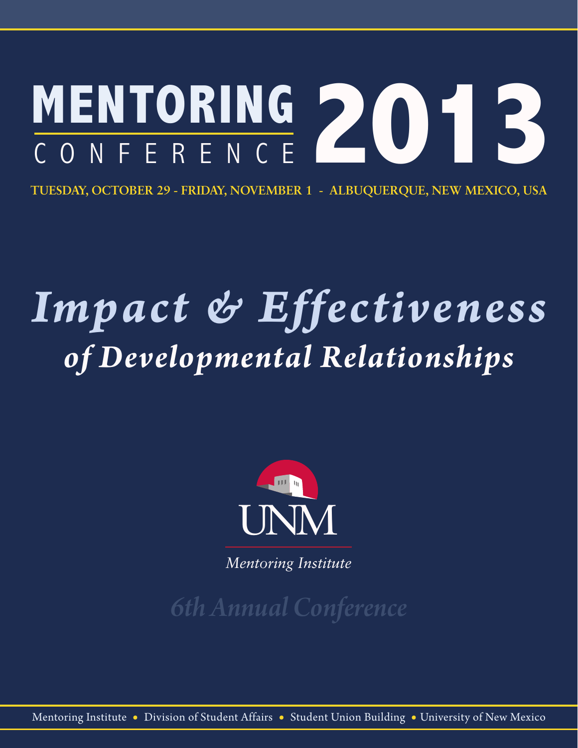# MENTORING CONFERENCE 2013

TUESDAY, OCTOBER 29 - FRIDAY, NOVEMBER 1 - ALBUQUERQUE, NEW MEXICO, USA

## *Impact & Effectiveness of Developmental Relationships*

UNM

*Mentoring Institute*

*6th Annual Conference*

Mentoring Institute • Division of Student Affairs • Student Union Building • University of New Mexico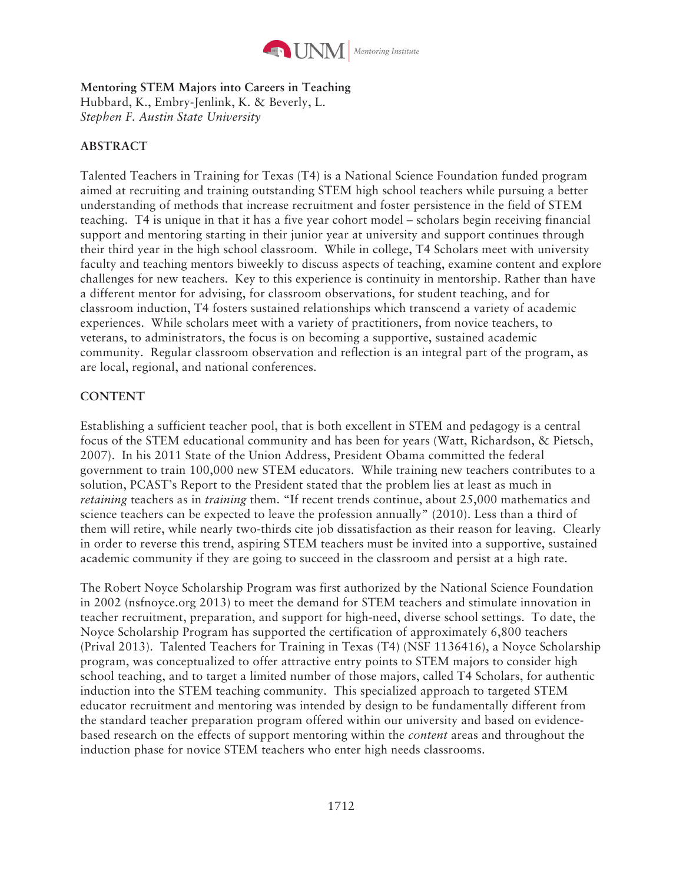**Mentoring STEM Majors into Careers in Teaching**
Hubbard, K., Embry-Jenlink, K. & Beverly, L.
*Stephen F. Austin State University*

## ABSTRACT

Talented Teachers in Training for Texas (T4) is a National Science Foundation funded program aimed at recruiting and training outstanding STEM high school teachers while pursuing a better understanding of methods that increase recruitment and foster persistence in the field of STEM teaching. T4 is unique in that it has a five year cohort model – scholars begin receiving financial support and mentoring starting in their junior year at university and support continues through their third year in the high school classroom. While in college, T4 Scholars meet with university faculty and teaching mentors biweekly to discuss aspects of teaching, examine content and explore challenges for new teachers. Key to this experience is continuity in mentorship. Rather than have a different mentor for advising, for classroom observations, for student teaching, and for classroom induction, T4 fosters sustained relationships which transcend a variety of academic experiences. While scholars meet with a variety of practitioners, from novice teachers, to veterans, to administrators, the focus is on becoming a supportive, sustained academic community. Regular classroom observation and reflection is an integral part of the program, as are local, regional, and national conferences.

## CONTENT

Establishing a sufficient teacher pool, that is both excellent in STEM and pedagogy is a central focus of the STEM educational community and has been for years (Watt, Richardson, & Pietsch, 2007). In his 2011 State of the Union Address, President Obama committed the federal government to train 100,000 new STEM educators. While training new teachers contributes to a solution, PCAST's Report to the President stated that the problem lies at least as much in *retaining* teachers as in *training* them. "If recent trends continue, about 25,000 mathematics and science teachers can be expected to leave the profession annually" (2010). Less than a third of them will retire, while nearly two-thirds cite job dissatisfaction as their reason for leaving. Clearly in order to reverse this trend, aspiring STEM teachers must be invited into a supportive, sustained academic community if they are going to succeed in the classroom and persist at a high rate.

The Robert Noyce Scholarship Program was first authorized by the National Science Foundation in 2002 (nsfnoyce.org 2013) to meet the demand for STEM teachers and stimulate innovation in teacher recruitment, preparation, and support for high-need, diverse school settings. To date, the Noyce Scholarship Program has supported the certification of approximately 6,800 teachers (Prival 2013). Talented Teachers for Training in Texas (T4) (NSF 1136416), a Noyce Scholarship program, was conceptualized to offer attractive entry points to STEM majors to consider high school teaching, and to target a limited number of those majors, called T4 Scholars, for authentic induction into the STEM teaching community. This specialized approach to targeted STEM educator recruitment and mentoring was intended by design to be fundamentally different from the standard teacher preparation program offered within our university and based on evidence-based research on the effects of support mentoring within the *content* areas and throughout the induction phase for novice STEM teachers who enter high needs classrooms.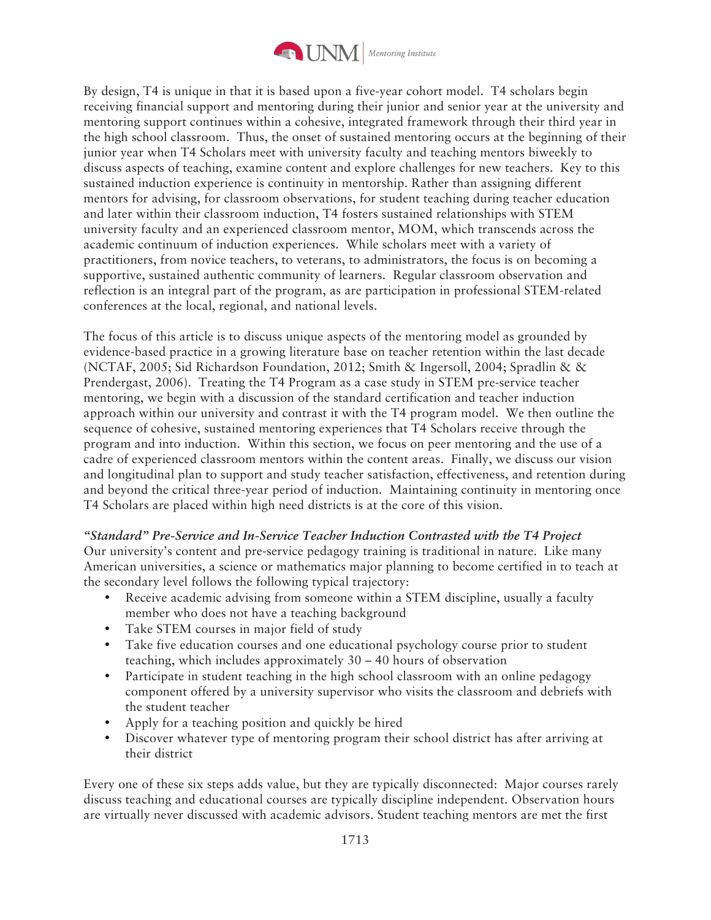By design, T4 is unique in that it is based upon a five-year cohort model. T4 scholars begin receiving financial support and mentoring during their junior and senior year at the university and mentoring support continues within a cohesive, integrated framework through their third year in the high school classroom. Thus, the onset of sustained mentoring occurs at the beginning of their junior year when T4 Scholars meet with university faculty and teaching mentors biweekly to discuss aspects of teaching, examine content and explore challenges for new teachers. Key to this sustained induction experience is continuity in mentorship. Rather than assigning different mentors for advising, for classroom observations, for student teaching during teacher education and later within their classroom induction, T4 fosters sustained relationships with STEM university faculty and an experienced classroom mentor, MOM, which transcends across the academic continuum of induction experiences. While scholars meet with a variety of practitioners, from novice teachers, to veterans, to administrators, the focus is on becoming a supportive, sustained authentic community of learners. Regular classroom observation and reflection is an integral part of the program, as are participation in professional STEM-related conferences at the local, regional, and national levels.

The focus of this article is to discuss unique aspects of the mentoring model as grounded by evidence-based practice in a growing literature base on teacher retention within the last decade (NCTAF, 2005; Sid Richardson Foundation, 2012; Smith & Ingersoll, 2004; Spradlin & & Prendergast, 2006). Treating the T4 Program as a case study in STEM pre-service teacher mentoring, we begin with a discussion of the standard certification and teacher induction approach within our university and contrast it with the T4 program model. We then outline the sequence of cohesive, sustained mentoring experiences that T4 Scholars receive through the program and into induction. Within this section, we focus on peer mentoring and the use of a cadre of experienced classroom mentors within the content areas. Finally, we discuss our vision and longitudinal plan to support and study teacher satisfaction, effectiveness, and retention during and beyond the critical three-year period of induction. Maintaining continuity in mentoring once T4 Scholars are placed within high need districts is at the core of this vision.

### *"Standard" Pre-Service and In-Service Teacher Induction Contrasted with the T4 Project*

Our university's content and pre-service pedagogy training is traditional in nature. Like many American universities, a science or mathematics major planning to become certified in to teach at the secondary level follows the following typical trajectory:

- Receive academic advising from someone within a STEM discipline, usually a faculty member who does not have a teaching background
- Take STEM courses in major field of study
- Take five education courses and one educational psychology course prior to student teaching, which includes approximately 30 – 40 hours of observation
- Participate in student teaching in the high school classroom with an online pedagogy component offered by a university supervisor who visits the classroom and debriefs with the student teacher
- Apply for a teaching position and quickly be hired
- Discover whatever type of mentoring program their school district has after arriving at their district

Every one of these six steps adds value, but they are typically disconnected: Major courses rarely discuss teaching and educational courses are typically discipline independent. Observation hours are virtually never discussed with academic advisors. Student teaching mentors are met the first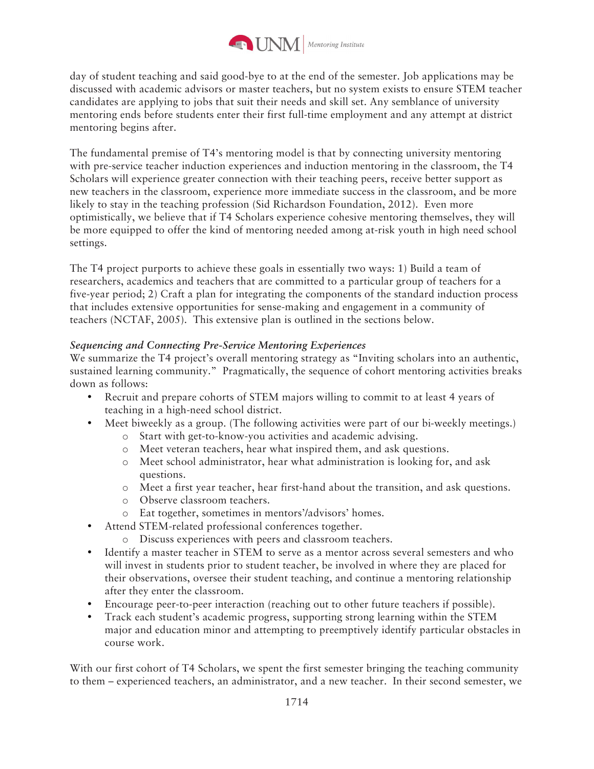day of student teaching and said good-bye to at the end of the semester. Job applications may be discussed with academic advisors or master teachers, but no system exists to ensure STEM teacher candidates are applying to jobs that suit their needs and skill set. Any semblance of university mentoring ends before students enter their first full-time employment and any attempt at district mentoring begins after.

The fundamental premise of T4's mentoring model is that by connecting university mentoring with pre-service teacher induction experiences and induction mentoring in the classroom, the T4 Scholars will experience greater connection with their teaching peers, receive better support as new teachers in the classroom, experience more immediate success in the classroom, and be more likely to stay in the teaching profession (Sid Richardson Foundation, 2012). Even more optimistically, we believe that if T4 Scholars experience cohesive mentoring themselves, they will be more equipped to offer the kind of mentoring needed among at-risk youth in high need school settings.

The T4 project purports to achieve these goals in essentially two ways: 1) Build a team of researchers, academics and teachers that are committed to a particular group of teachers for a five-year period; 2) Craft a plan for integrating the components of the standard induction process that includes extensive opportunities for sense-making and engagement in a community of teachers (NCTAF, 2005). This extensive plan is outlined in the sections below.

*Sequencing and Connecting Pre-Service Mentoring Experiences*

We summarize the T4 project's overall mentoring strategy as "Inviting scholars into an authentic, sustained learning community." Pragmatically, the sequence of cohort mentoring activities breaks down as follows:

- Recruit and prepare cohorts of STEM majors willing to commit to at least 4 years of teaching in a high-need school district.
- Meet biweekly as a group. (The following activities were part of our bi-weekly meetings.)
  - Start with get-to-know-you activities and academic advising.
  - Meet veteran teachers, hear what inspired them, and ask questions.
  - Meet school administrator, hear what administration is looking for, and ask questions.
  - Meet a first year teacher, hear first-hand about the transition, and ask questions.
  - Observe classroom teachers.
  - Eat together, sometimes in mentors'/advisors' homes.
- Attend STEM-related professional conferences together.
  - Discuss experiences with peers and classroom teachers.
- Identify a master teacher in STEM to serve as a mentor across several semesters and who will invest in students prior to student teacher, be involved in where they are placed for their observations, oversee their student teaching, and continue a mentoring relationship after they enter the classroom.
- Encourage peer-to-peer interaction (reaching out to other future teachers if possible).
- Track each student's academic progress, supporting strong learning within the STEM major and education minor and attempting to preemptively identify particular obstacles in course work.

With our first cohort of T4 Scholars, we spent the first semester bringing the teaching community to them – experienced teachers, an administrator, and a new teacher. In their second semester, we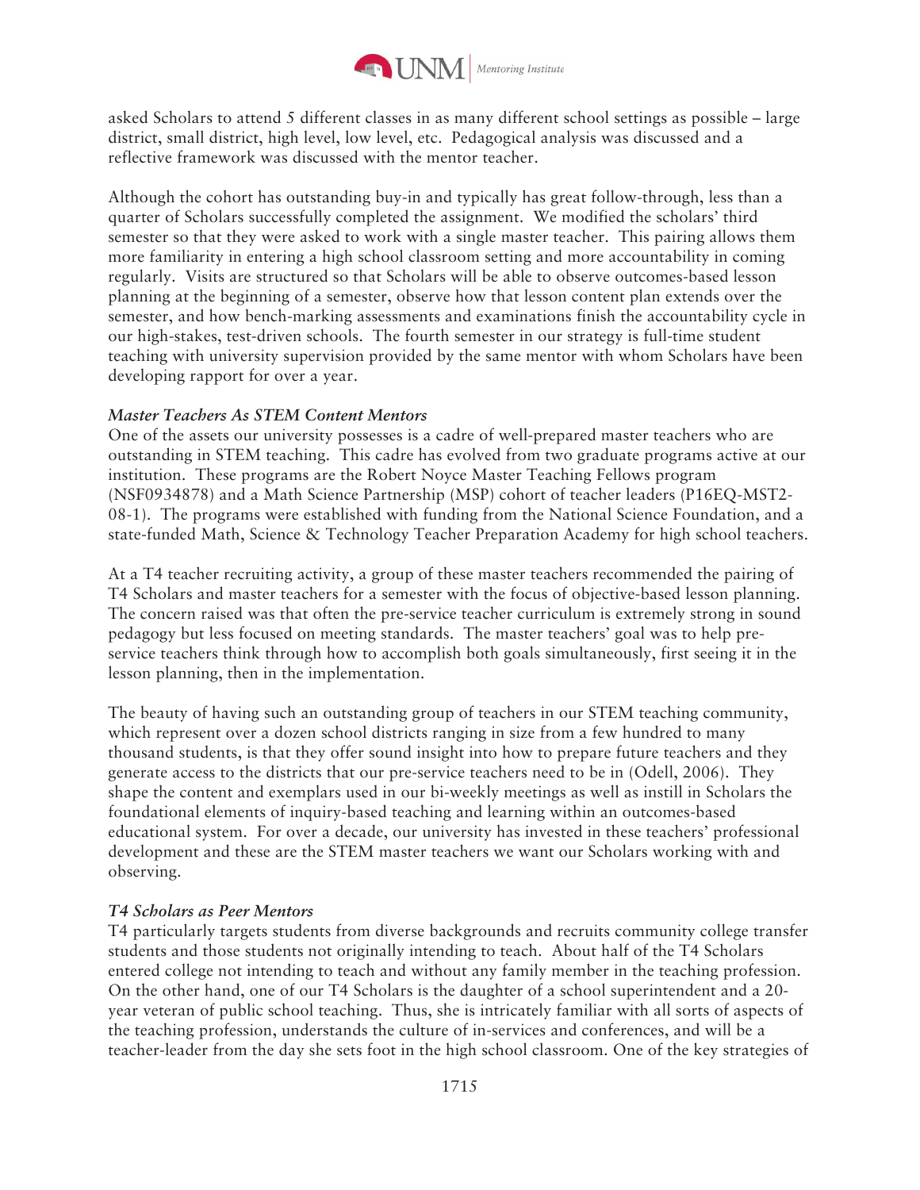asked Scholars to attend 5 different classes in as many different school settings as possible – large district, small district, high level, low level, etc. Pedagogical analysis was discussed and a reflective framework was discussed with the mentor teacher.

Although the cohort has outstanding buy-in and typically has great follow-through, less than a quarter of Scholars successfully completed the assignment. We modified the scholars' third semester so that they were asked to work with a single master teacher. This pairing allows them more familiarity in entering a high school classroom setting and more accountability in coming regularly. Visits are structured so that Scholars will be able to observe outcomes-based lesson planning at the beginning of a semester, observe how that lesson content plan extends over the semester, and how bench-marking assessments and examinations finish the accountability cycle in our high-stakes, test-driven schools. The fourth semester in our strategy is full-time student teaching with university supervision provided by the same mentor with whom Scholars have been developing rapport for over a year.

### *Master Teachers As STEM Content Mentors*

One of the assets our university possesses is a cadre of well-prepared master teachers who are outstanding in STEM teaching. This cadre has evolved from two graduate programs active at our institution. These programs are the Robert Noyce Master Teaching Fellows program (NSF0934878) and a Math Science Partnership (MSP) cohort of teacher leaders (P16EQ-MST2-08-1). The programs were established with funding from the National Science Foundation, and a state-funded Math, Science & Technology Teacher Preparation Academy for high school teachers.

At a T4 teacher recruiting activity, a group of these master teachers recommended the pairing of T4 Scholars and master teachers for a semester with the focus of objective-based lesson planning. The concern raised was that often the pre-service teacher curriculum is extremely strong in sound pedagogy but less focused on meeting standards. The master teachers' goal was to help pre-service teachers think through how to accomplish both goals simultaneously, first seeing it in the lesson planning, then in the implementation.

The beauty of having such an outstanding group of teachers in our STEM teaching community, which represent over a dozen school districts ranging in size from a few hundred to many thousand students, is that they offer sound insight into how to prepare future teachers and they generate access to the districts that our pre-service teachers need to be in (Odell, 2006). They shape the content and exemplars used in our bi-weekly meetings as well as instill in Scholars the foundational elements of inquiry-based teaching and learning within an outcomes-based educational system. For over a decade, our university has invested in these teachers' professional development and these are the STEM master teachers we want our Scholars working with and observing.

### *T4 Scholars as Peer Mentors*

T4 particularly targets students from diverse backgrounds and recruits community college transfer students and those students not originally intending to teach. About half of the T4 Scholars entered college not intending to teach and without any family member in the teaching profession. On the other hand, one of our T4 Scholars is the daughter of a school superintendent and a 20-year veteran of public school teaching. Thus, she is intricately familiar with all sorts of aspects of the teaching profession, understands the culture of in-services and conferences, and will be a teacher-leader from the day she sets foot in the high school classroom. One of the key strategies of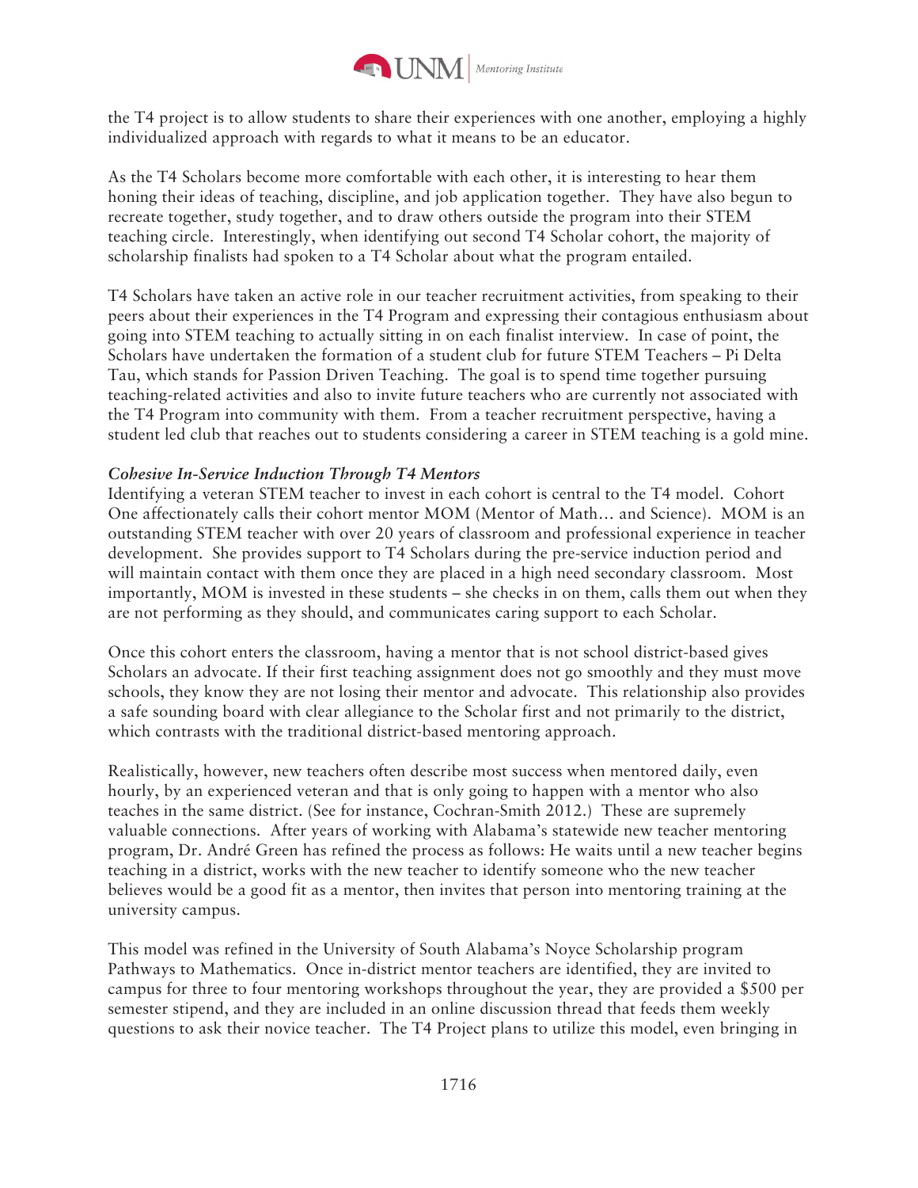the T4 project is to allow students to share their experiences with one another, employing a highly individualized approach with regards to what it means to be an educator.

As the T4 Scholars become more comfortable with each other, it is interesting to hear them honing their ideas of teaching, discipline, and job application together. They have also begun to recreate together, study together, and to draw others outside the program into their STEM teaching circle. Interestingly, when identifying out second T4 Scholar cohort, the majority of scholarship finalists had spoken to a T4 Scholar about what the program entailed.

T4 Scholars have taken an active role in our teacher recruitment activities, from speaking to their peers about their experiences in the T4 Program and expressing their contagious enthusiasm about going into STEM teaching to actually sitting in on each finalist interview. In case of point, the Scholars have undertaken the formation of a student club for future STEM Teachers – Pi Delta Tau, which stands for Passion Driven Teaching. The goal is to spend time together pursuing teaching-related activities and also to invite future teachers who are currently not associated with the T4 Program into community with them. From a teacher recruitment perspective, having a student led club that reaches out to students considering a career in STEM teaching is a gold mine.

***Cohesive In-Service Induction Through T4 Mentors***

Identifying a veteran STEM teacher to invest in each cohort is central to the T4 model. Cohort One affectionately calls their cohort mentor MOM (Mentor of Math… and Science). MOM is an outstanding STEM teacher with over 20 years of classroom and professional experience in teacher development. She provides support to T4 Scholars during the pre-service induction period and will maintain contact with them once they are placed in a high need secondary classroom. Most importantly, MOM is invested in these students – she checks in on them, calls them out when they are not performing as they should, and communicates caring support to each Scholar.

Once this cohort enters the classroom, having a mentor that is not school district-based gives Scholars an advocate. If their first teaching assignment does not go smoothly and they must move schools, they know they are not losing their mentor and advocate. This relationship also provides a safe sounding board with clear allegiance to the Scholar first and not primarily to the district, which contrasts with the traditional district-based mentoring approach.

Realistically, however, new teachers often describe most success when mentored daily, even hourly, by an experienced veteran and that is only going to happen with a mentor who also teaches in the same district. (See for instance, Cochran-Smith 2012.) These are supremely valuable connections. After years of working with Alabama's statewide new teacher mentoring program, Dr. André Green has refined the process as follows: He waits until a new teacher begins teaching in a district, works with the new teacher to identify someone who the new teacher believes would be a good fit as a mentor, then invites that person into mentoring training at the university campus.

This model was refined in the University of South Alabama's Noyce Scholarship program Pathways to Mathematics. Once in-district mentor teachers are identified, they are invited to campus for three to four mentoring workshops throughout the year, they are provided a $500 per semester stipend, and they are included in an online discussion thread that feeds them weekly questions to ask their novice teacher. The T4 Project plans to utilize this model, even bringing in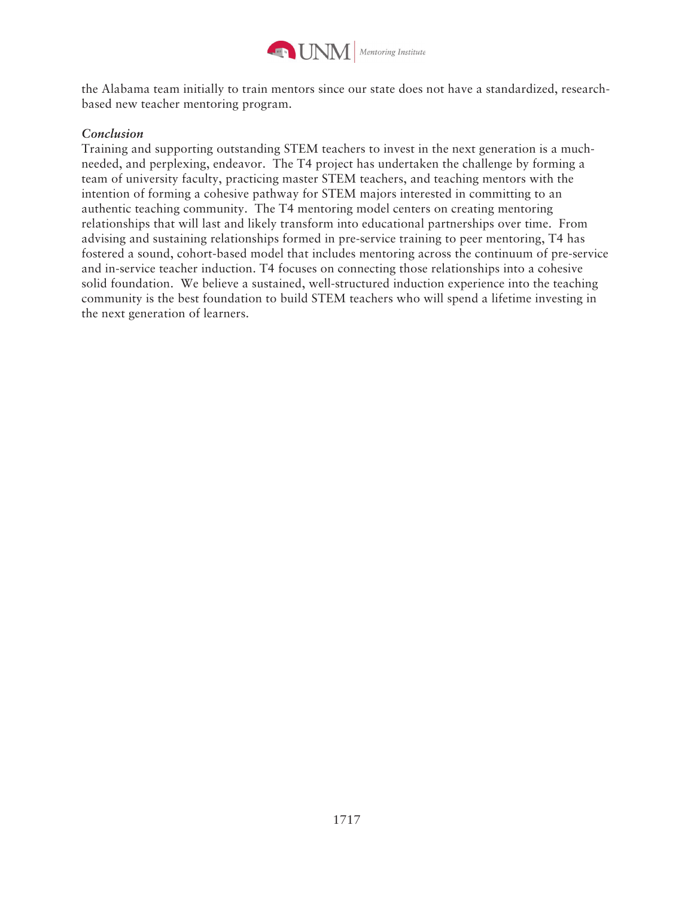the Alabama team initially to train mentors since our state does not have a standardized, research-based new teacher mentoring program.

*Conclusion*

Training and supporting outstanding STEM teachers to invest in the next generation is a much-needed, and perplexing, endeavor. The T4 project has undertaken the challenge by forming a team of university faculty, practicing master STEM teachers, and teaching mentors with the intention of forming a cohesive pathway for STEM majors interested in committing to an authentic teaching community. The T4 mentoring model centers on creating mentoring relationships that will last and likely transform into educational partnerships over time. From advising and sustaining relationships formed in pre-service training to peer mentoring, T4 has fostered a sound, cohort-based model that includes mentoring across the continuum of pre-service and in-service teacher induction. T4 focuses on connecting those relationships into a cohesive solid foundation. We believe a sustained, well-structured induction experience into the teaching community is the best foundation to build STEM teachers who will spend a lifetime investing in the next generation of learners.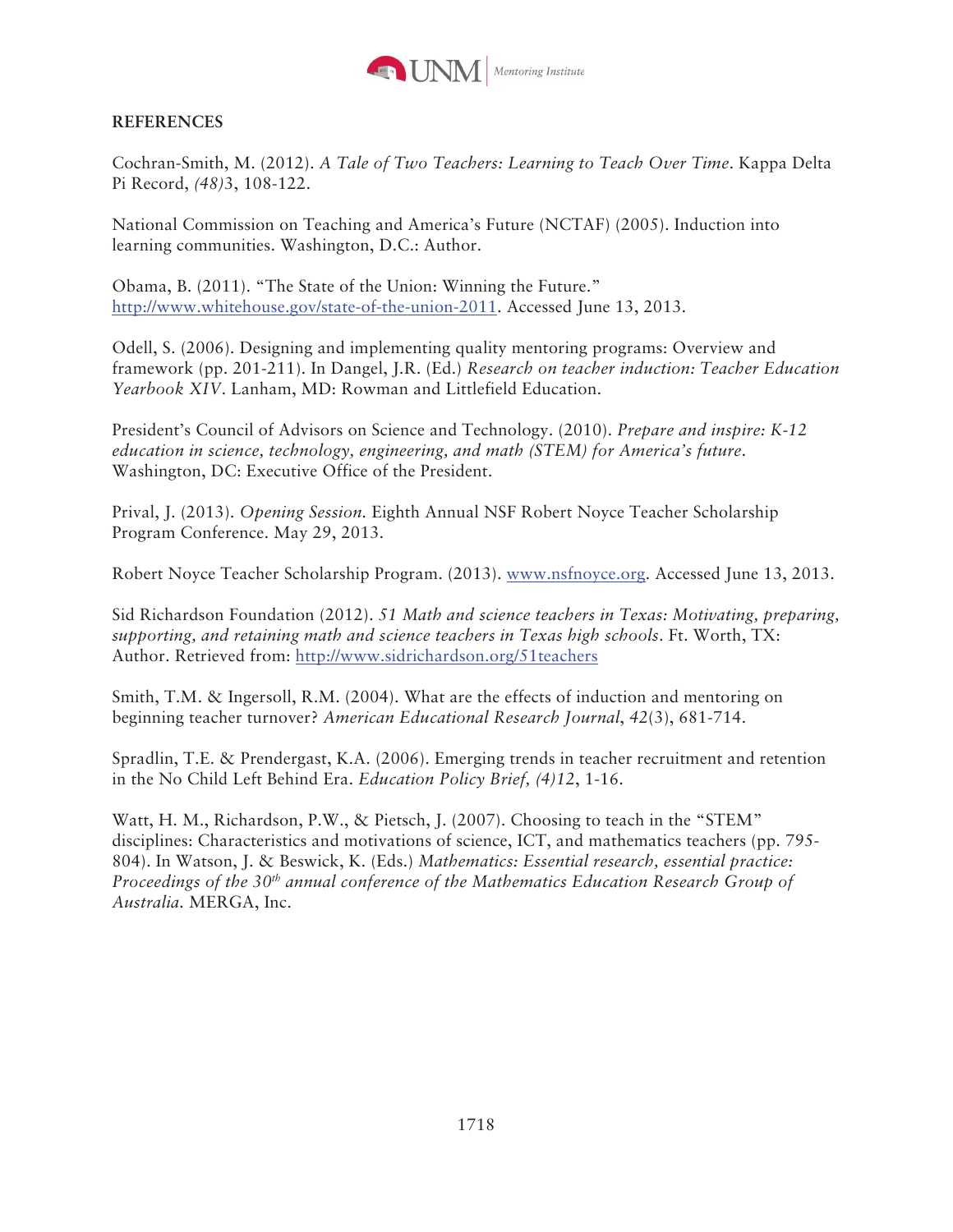**REFERENCES**

Cochran-Smith, M. (2012). *A Tale of Two Teachers: Learning to Teach Over Time*. Kappa Delta Pi Record, *(48)*3, 108-122.

National Commission on Teaching and America's Future (NCTAF) (2005). Induction into learning communities. Washington, D.C.: Author.

Obama, B. (2011). "The State of the Union: Winning the Future." http://www.whitehouse.gov/state-of-the-union-2011. Accessed June 13, 2013.

Odell, S. (2006). Designing and implementing quality mentoring programs: Overview and framework (pp. 201-211). In Dangel, J.R. (Ed.) *Research on teacher induction: Teacher Education Yearbook XIV*. Lanham, MD: Rowman and Littlefield Education.

President's Council of Advisors on Science and Technology. (2010). *Prepare and inspire: K-12 education in science, technology, engineering, and math (STEM) for America's future*. Washington, DC: Executive Office of the President.

Prival, J. (2013). *Opening Session.* Eighth Annual NSF Robert Noyce Teacher Scholarship Program Conference. May 29, 2013.

Robert Noyce Teacher Scholarship Program. (2013). www.nsfnoyce.org. Accessed June 13, 2013.

Sid Richardson Foundation (2012). *51 Math and science teachers in Texas: Motivating, preparing, supporting, and retaining math and science teachers in Texas high schools*. Ft. Worth, TX: Author. Retrieved from: http://www.sidrichardson.org/51teachers

Smith, T.M. & Ingersoll, R.M. (2004). What are the effects of induction and mentoring on beginning teacher turnover? *American Educational Research Journal*, *42*(3), 681-714.

Spradlin, T.E. & Prendergast, K.A. (2006). Emerging trends in teacher recruitment and retention in the No Child Left Behind Era. *Education Policy Brief, (4)12*, 1-16.

Watt, H. M., Richardson, P.W., & Pietsch, J. (2007). Choosing to teach in the "STEM" disciplines: Characteristics and motivations of science, ICT, and mathematics teachers (pp. 795-804). In Watson, J. & Beswick, K. (Eds.) *Mathematics: Essential research, essential practice: Proceedings of the 30th annual conference of the Mathematics Education Research Group of Australia.* MERGA, Inc.